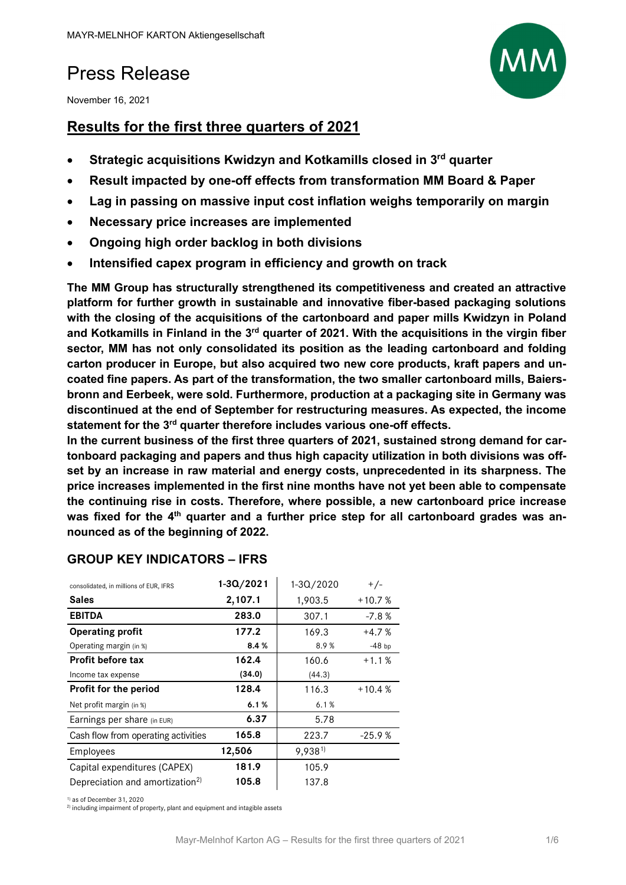MAYR-MELNHOF KARTON Aktiengesellschaft

# Press Release

November 16, 2021

## Results for the first three quarters of 2021

- **Strategic acquisitions Kwidzyn and Kotkamills closed in 3rd quarter**
- **Result impacted by one-off effects from transformation MM Board & Paper**
- **Lag in passing on massive input cost inflation weighs temporarily on margin**
- **Necessary price increases are implemented**
- **Ongoing high order backlog in both divisions**
- **Intensified capex program in efficiency and growth on track**

**The MM Group has structurally strengthened its competitiveness and created an attractive platform for further growth in sustainable and innovative fiber-based packaging solutions with the closing of the acquisitions of the cartonboard and paper mills Kwidzyn in Poland and Kotkamills in Finland in the 3rd quarter of 2021. With the acquisitions in the virgin fiber sector, MM has not only consolidated its position as the leading cartonboard and folding carton producer in Europe, but also acquired two new core products, kraft papers and uncoated fine papers. As part of the transformation, the two smaller cartonboard mills, Baiersbronn and Eerbeek, were sold. Furthermore, production at a packaging site in Germany was discontinued at the end of September for restructuring measures. As expected, the income statement for the 3rd quarter therefore includes various one-off effects.**

**In the current business of the first three quarters of 2021, sustained strong demand for cartonboard packaging and papers and thus high capacity utilization in both divisions was offset by an increase in raw material and energy costs, unprecedented in its sharpness. The price increases implemented in the first nine months have not yet been able to compensate the continuing rise in costs. Therefore, where possible, a new cartonboard price increase was fixed for the 4th quarter and a further price step for all cartonboard grades was announced as of the beginning of 2022.**

## GROUP KEY INDICATORS – IFRS

| consolidated, in millions of EUR, IFRS | 1-3Q/2021 | 1-3Q/2020 | +/- |
|---|---|---|---|
| **Sales** | **2,107.1** | 1,903.5 | +10.7 % |
| **EBITDA** | **283.0** | 307.1 | -7.8 % |
| **Operating profit** | **177.2** | 169.3 | +4.7 % |
| Operating margin (in %) | **8.4 %** | 8.9 % | -48 bp |
| **Profit before tax** | **162.4** | 160.6 | +1.1 % |
| Income tax expense | **(34.0)** | (44.3) | |
| **Profit for the period** | **128.4** | 116.3 | +10.4 % |
| Net profit margin (in %) | **6.1 %** | 6.1 % | |
| Earnings per share (in EUR) | **6.37** | 5.78 | |
| Cash flow from operating activities | **165.8** | 223.7 | -25.9 % |
| Employees | **12,506** | 9,938[1] | |
| Capital expenditures (CAPEX) | **181.9** | 105.9 | |
| Depreciation and amortization[2] | **105.8** | 137.8 | |

[1] as of December 31, 2020
[2] including impairment of property, plant and equipment and intagible assets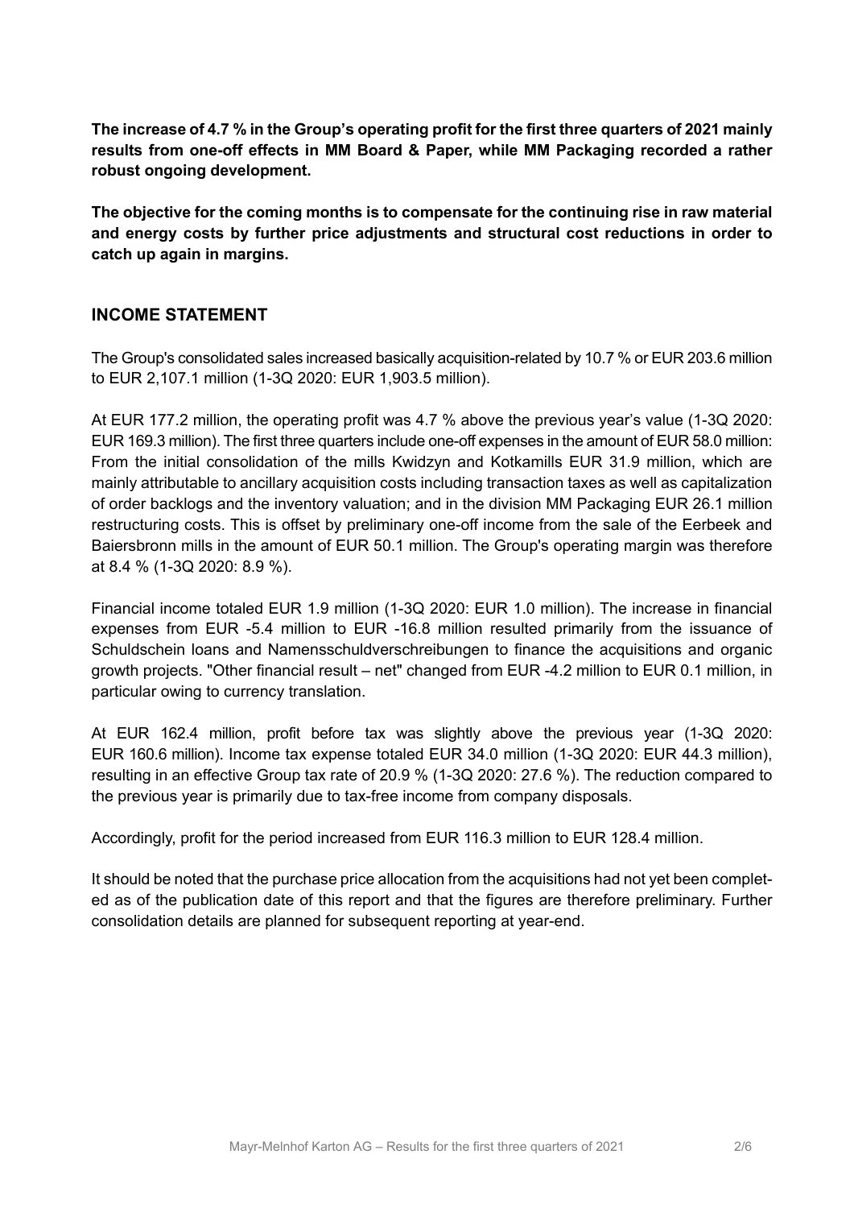**The increase of 4.7 % in the Group's operating profit for the first three quarters of 2021 mainly results from one-off effects in MM Board & Paper, while MM Packaging recorded a rather robust ongoing development.**

**The objective for the coming months is to compensate for the continuing rise in raw material and energy costs by further price adjustments and structural cost reductions in order to catch up again in margins.**

## INCOME STATEMENT

The Group's consolidated sales increased basically acquisition-related by 10.7 % or EUR 203.6 million to EUR 2,107.1 million (1-3Q 2020: EUR 1,903.5 million).

At EUR 177.2 million, the operating profit was 4.7 % above the previous year's value (1-3Q 2020: EUR 169.3 million). The first three quarters include one-off expenses in the amount of EUR 58.0 million: From the initial consolidation of the mills Kwidzyn and Kotkamills EUR 31.9 million, which are mainly attributable to ancillary acquisition costs including transaction taxes as well as capitalization of order backlogs and the inventory valuation; and in the division MM Packaging EUR 26.1 million restructuring costs. This is offset by preliminary one-off income from the sale of the Eerbeek and Baiersbronn mills in the amount of EUR 50.1 million. The Group's operating margin was therefore at 8.4 % (1-3Q 2020: 8.9 %).

Financial income totaled EUR 1.9 million (1-3Q 2020: EUR 1.0 million). The increase in financial expenses from EUR -5.4 million to EUR -16.8 million resulted primarily from the issuance of Schuldschein loans and Namensschuldverschreibungen to finance the acquisitions and organic growth projects. "Other financial result – net" changed from EUR -4.2 million to EUR 0.1 million, in particular owing to currency translation.

At EUR 162.4 million, profit before tax was slightly above the previous year (1-3Q 2020: EUR 160.6 million). Income tax expense totaled EUR 34.0 million (1-3Q 2020: EUR 44.3 million), resulting in an effective Group tax rate of 20.9 % (1-3Q 2020: 27.6 %). The reduction compared to the previous year is primarily due to tax-free income from company disposals.

Accordingly, profit for the period increased from EUR 116.3 million to EUR 128.4 million.

It should be noted that the purchase price allocation from the acquisitions had not yet been completed as of the publication date of this report and that the figures are therefore preliminary. Further consolidation details are planned for subsequent reporting at year-end.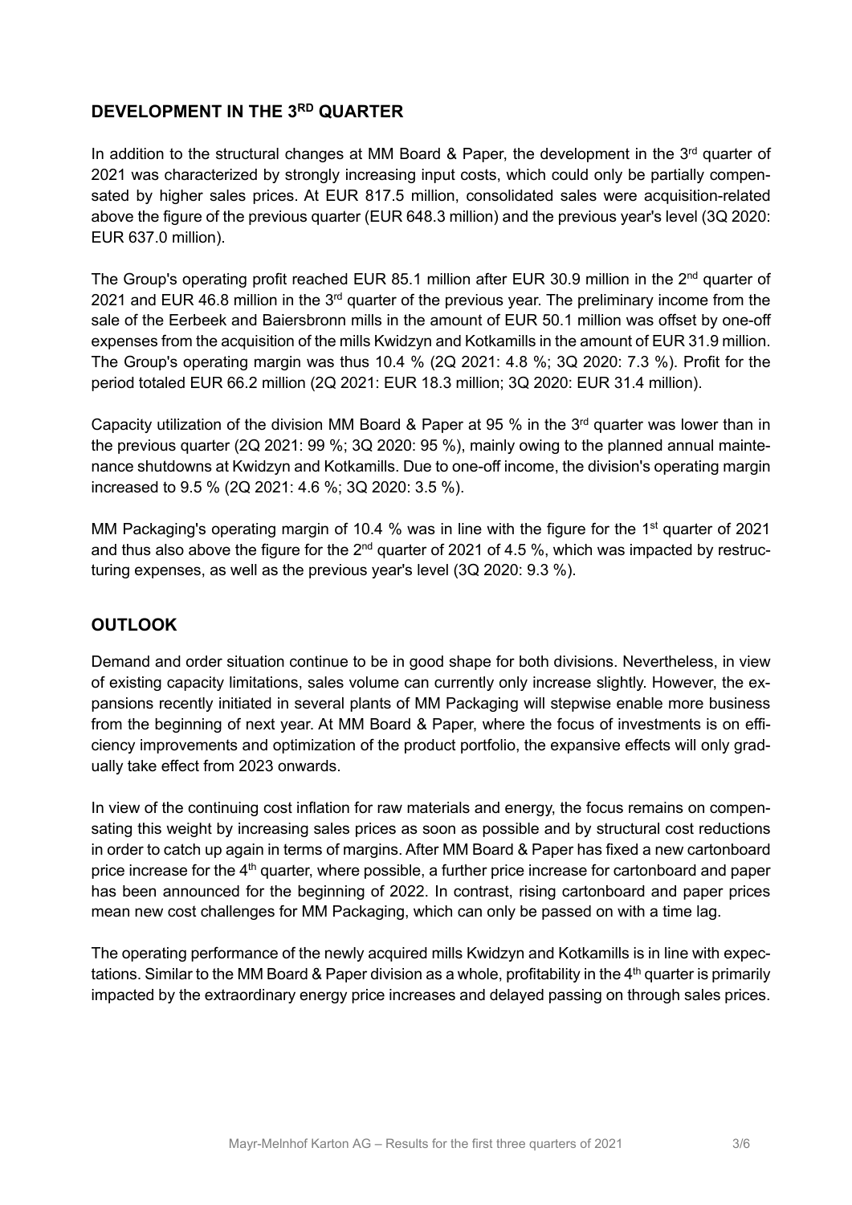## DEVELOPMENT IN THE 3RD QUARTER

In addition to the structural changes at MM Board & Paper, the development in the 3rd quarter of 2021 was characterized by strongly increasing input costs, which could only be partially compensated by higher sales prices. At EUR 817.5 million, consolidated sales were acquisition-related above the figure of the previous quarter (EUR 648.3 million) and the previous year's level (3Q 2020: EUR 637.0 million).

The Group's operating profit reached EUR 85.1 million after EUR 30.9 million in the 2nd quarter of 2021 and EUR 46.8 million in the 3rd quarter of the previous year. The preliminary income from the sale of the Eerbeek and Baiersbronn mills in the amount of EUR 50.1 million was offset by one-off expenses from the acquisition of the mills Kwidzyn and Kotkamills in the amount of EUR 31.9 million. The Group's operating margin was thus 10.4 % (2Q 2021: 4.8 %; 3Q 2020: 7.3 %). Profit for the period totaled EUR 66.2 million (2Q 2021: EUR 18.3 million; 3Q 2020: EUR 31.4 million).

Capacity utilization of the division MM Board & Paper at 95 % in the 3rd quarter was lower than in the previous quarter (2Q 2021: 99 %; 3Q 2020: 95 %), mainly owing to the planned annual maintenance shutdowns at Kwidzyn and Kotkamills. Due to one-off income, the division's operating margin increased to 9.5 % (2Q 2021: 4.6 %; 3Q 2020: 3.5 %).

MM Packaging's operating margin of 10.4 % was in line with the figure for the 1st quarter of 2021 and thus also above the figure for the 2nd quarter of 2021 of 4.5 %, which was impacted by restructuring expenses, as well as the previous year's level (3Q 2020: 9.3 %).

## OUTLOOK

Demand and order situation continue to be in good shape for both divisions. Nevertheless, in view of existing capacity limitations, sales volume can currently only increase slightly. However, the expansions recently initiated in several plants of MM Packaging will stepwise enable more business from the beginning of next year. At MM Board & Paper, where the focus of investments is on efficiency improvements and optimization of the product portfolio, the expansive effects will only gradually take effect from 2023 onwards.

In view of the continuing cost inflation for raw materials and energy, the focus remains on compensating this weight by increasing sales prices as soon as possible and by structural cost reductions in order to catch up again in terms of margins. After MM Board & Paper has fixed a new cartonboard price increase for the 4th quarter, where possible, a further price increase for cartonboard and paper has been announced for the beginning of 2022. In contrast, rising cartonboard and paper prices mean new cost challenges for MM Packaging, which can only be passed on with a time lag.

The operating performance of the newly acquired mills Kwidzyn and Kotkamills is in line with expectations. Similar to the MM Board & Paper division as a whole, profitability in the 4th quarter is primarily impacted by the extraordinary energy price increases and delayed passing on through sales prices.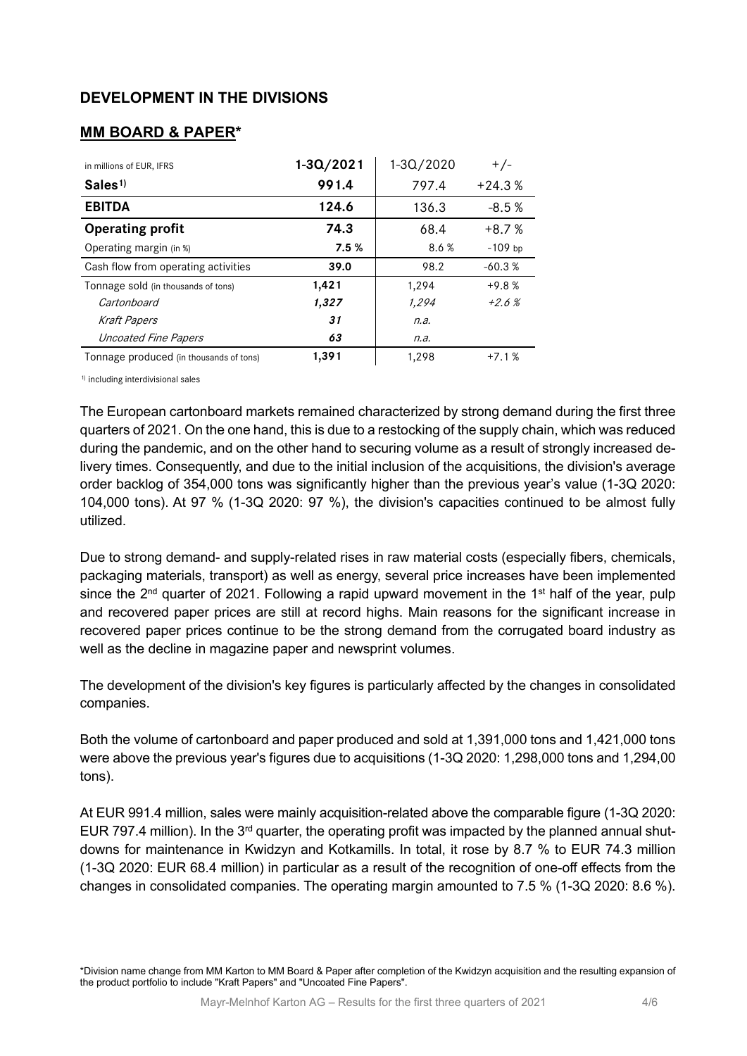## DEVELOPMENT IN THE DIVISIONS

### MM BOARD & PAPER*

| in millions of EUR, IFRS | 1-3Q/2021 | 1-3Q/2020 | +/- |
|---|---|---|---|
| **Sales**[1)] | **991.4** | 797.4 | +24.3 % |
| **EBITDA** | **124.6** | 136.3 | -8.5 % |
| **Operating profit** | **74.3** | 68.4 | +8.7 % |
| Operating margin (in %) | **7.5 %** | 8.6 % | -109 bp |
| Cash flow from operating activities | **39.0** | 98.2 | -60.3 % |
| Tonnage sold (in thousands of tons) | **1,421** | 1,294 | +9.8 % |
| *Cartonboard* | ***1,327*** | *1,294* | *+2.6 %* |
| *Kraft Papers* | ***31*** | *n.a.* | |
| *Uncoated Fine Papers* | ***63*** | *n.a.* | |
| Tonnage produced (in thousands of tons) | **1,391** | 1,298 | +7.1 % |

1) including interdivisional sales

The European cartonboard markets remained characterized by strong demand during the first three quarters of 2021. On the one hand, this is due to a restocking of the supply chain, which was reduced during the pandemic, and on the other hand to securing volume as a result of strongly increased delivery times. Consequently, and due to the initial inclusion of the acquisitions, the division's average order backlog of 354,000 tons was significantly higher than the previous year's value (1-3Q 2020: 104,000 tons). At 97 % (1-3Q 2020: 97 %), the division's capacities continued to be almost fully utilized.

Due to strong demand- and supply-related rises in raw material costs (especially fibers, chemicals, packaging materials, transport) as well as energy, several price increases have been implemented since the 2nd quarter of 2021. Following a rapid upward movement in the 1st half of the year, pulp and recovered paper prices are still at record highs. Main reasons for the significant increase in recovered paper prices continue to be the strong demand from the corrugated board industry as well as the decline in magazine paper and newsprint volumes.

The development of the division's key figures is particularly affected by the changes in consolidated companies.

Both the volume of cartonboard and paper produced and sold at 1,391,000 tons and 1,421,000 tons were above the previous year's figures due to acquisitions (1-3Q 2020: 1,298,000 tons and 1,294,00 tons).

At EUR 991.4 million, sales were mainly acquisition-related above the comparable figure (1-3Q 2020: EUR 797.4 million). In the 3rd quarter, the operating profit was impacted by the planned annual shutdowns for maintenance in Kwidzyn and Kotkamills. In total, it rose by 8.7 % to EUR 74.3 million (1-3Q 2020: EUR 68.4 million) in particular as a result of the recognition of one-off effects from the changes in consolidated companies. The operating margin amounted to 7.5 % (1-3Q 2020: 8.6 %).

*Division name change from MM Karton to MM Board & Paper after completion of the Kwidzyn acquisition and the resulting expansion of the product portfolio to include "Kraft Papers" and "Uncoated Fine Papers".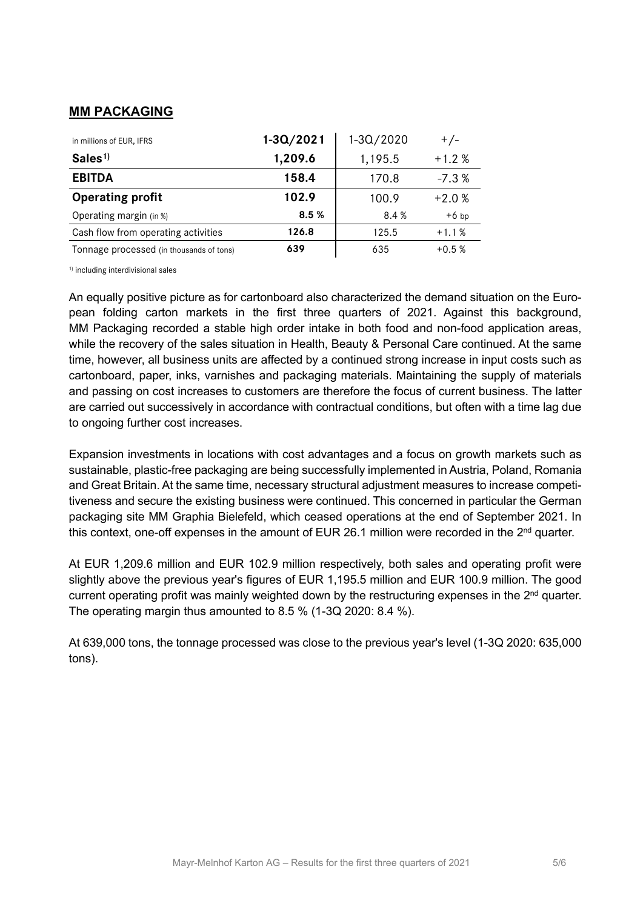## MM PACKAGING

| in millions of EUR, IFRS | **1-3Q/2021** | 1-3Q/2020 | +/- |
|---|---|---|---|
| **Sales**[1)] | **1,209.6** | 1,195.5 | +1.2 % |
| **EBITDA** | **158.4** | 170.8 | -7.3 % |
| **Operating profit** | **102.9** | 100.9 | +2.0 % |
| Operating margin (in %) | **8.5 %** | 8.4 % | +6 bp |
| Cash flow from operating activities | **126.8** | 125.5 | +1.1 % |
| Tonnage processed (in thousands of tons) | **639** | 635 | +0.5 % |

[1)] including interdivisional sales

An equally positive picture as for cartonboard also characterized the demand situation on the European folding carton markets in the first three quarters of 2021. Against this background, MM Packaging recorded a stable high order intake in both food and non-food application areas, while the recovery of the sales situation in Health, Beauty & Personal Care continued. At the same time, however, all business units are affected by a continued strong increase in input costs such as cartonboard, paper, inks, varnishes and packaging materials. Maintaining the supply of materials and passing on cost increases to customers are therefore the focus of current business. The latter are carried out successively in accordance with contractual conditions, but often with a time lag due to ongoing further cost increases.

Expansion investments in locations with cost advantages and a focus on growth markets such as sustainable, plastic-free packaging are being successfully implemented in Austria, Poland, Romania and Great Britain. At the same time, necessary structural adjustment measures to increase competitiveness and secure the existing business were continued. This concerned in particular the German packaging site MM Graphia Bielefeld, which ceased operations at the end of September 2021. In this context, one-off expenses in the amount of EUR 26.1 million were recorded in the 2nd quarter.

At EUR 1,209.6 million and EUR 102.9 million respectively, both sales and operating profit were slightly above the previous year's figures of EUR 1,195.5 million and EUR 100.9 million. The good current operating profit was mainly weighted down by the restructuring expenses in the 2nd quarter. The operating margin thus amounted to 8.5 % (1-3Q 2020: 8.4 %).

At 639,000 tons, the tonnage processed was close to the previous year's level (1-3Q 2020: 635,000 tons).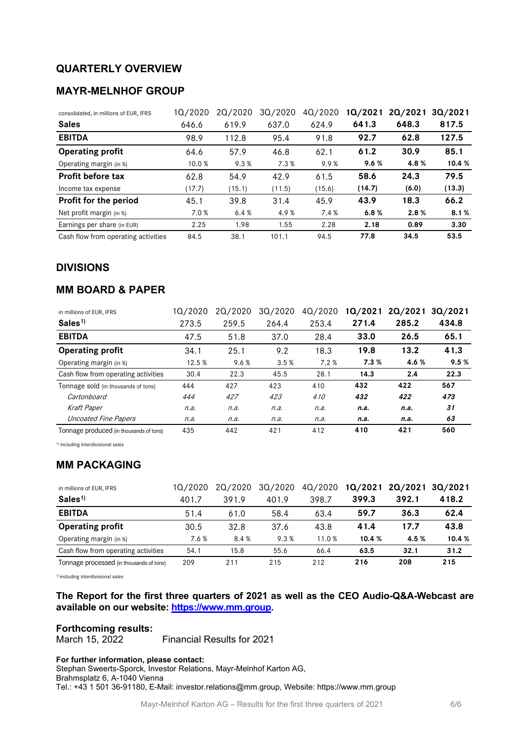## QUARTERLY OVERVIEW

## MAYR-MELNHOF GROUP

| consolidated, in millions of EUR, IFRS | 1Q/2020 | 2Q/2020 | 3Q/2020 | 4Q/2020 | **1Q/2021** | **2Q/2021** | **3Q/2021** |
|---|---|---|---|---|---|---|---|
| **Sales** | 646.6 | 619.9 | 637.0 | 624.9 | **641.3** | **648.3** | **817.5** |
| **EBITDA** | 98.9 | 112.8 | 95.4 | 91.8 | **92.7** | **62.8** | **127.5** |
| **Operating profit** | 64.6 | 57.9 | 46.8 | 62.1 | **61.2** | **30.9** | **85.1** |
| Operating margin (in %) | 10.0 % | 9.3 % | 7.3 % | 9.9 % | **9.6 %** | **4.8 %** | **10.4 %** |
| **Profit before tax** | 62.8 | 54.9 | 42.9 | 61.5 | **58.6** | **24.3** | **79.5** |
| Income tax expense | (17.7) | (15.1) | (11.5) | (15.6) | **(14.7)** | **(6.0)** | **(13.3)** |
| **Profit for the period** | 45.1 | 39.8 | 31.4 | 45.9 | **43.9** | **18.3** | **66.2** |
| Net profit margin (in %) | 7.0 % | 6.4 % | 4.9 % | 7.4 % | **6.8 %** | **2.8 %** | **8.1 %** |
| Earnings per share (in EUR) | 2.25 | 1.98 | 1.55 | 2.28 | **2.18** | **0.89** | **3.30** |
| Cash flow from operating activities | 84.5 | 38.1 | 101.1 | 94.5 | **77.8** | **34.5** | **53.5** |

## DIVISIONS

## MM BOARD & PAPER

| in millions of EUR, IFRS | 1Q/2020 | 2Q/2020 | 3Q/2020 | 4Q/2020 | **1Q/2021** | **2Q/2021** | **3Q/2021** |
|---|---|---|---|---|---|---|---|
| **Sales**[1] | 273.5 | 259.5 | 264.4 | 253.4 | **271.4** | **285.2** | **434.8** |
| **EBITDA** | 47.5 | 51.8 | 37.0 | 28.4 | **33.0** | **26.5** | **65.1** |
| **Operating profit** | 34.1 | 25.1 | 9.2 | 18.3 | **19.8** | **13.2** | **41.3** |
| Operating margin (in %) | 12.5 % | 9.6 % | 3.5 % | 7.2 % | **7.3 %** | **4.6 %** | **9.5 %** |
| Cash flow from operating activities | 30.4 | 22.3 | 45.5 | 28.1 | **14.3** | **2.4** | **22.3** |
| Tonnage sold (in thousands of tons) | 444 | 427 | 423 | 410 | **432** | **422** | **567** |
| *Cartonboard* | *444* | *427* | *423* | *410* | ***432*** | ***422*** | ***473*** |
| *Kraft Paper* | *n.a.* | *n.a.* | *n.a.* | *n.a.* | ***n.a.*** | ***n.a.*** | ***31*** |
| *Uncoated Fine Papers* | *n.a.* | *n.a.* | *n.a.* | *n.a.* | ***n.a.*** | ***n.a.*** | ***63*** |
| Tonnage produced (in thousands of tons) | 435 | 442 | 421 | 412 | **410** | **421** | **560** |

[1] including interdivisional sales

## MM PACKAGING

| in millions of EUR, IFRS | 1Q/2020 | 2Q/2020 | 3Q/2020 | 4Q/2020 | **1Q/2021** | **2Q/2021** | **3Q/2021** |
|---|---|---|---|---|---|---|---|
| **Sales**[1] | 401.7 | 391.9 | 401.9 | 398.7 | **399.3** | **392.1** | **418.2** |
| **EBITDA** | 51.4 | 61.0 | 58.4 | 63.4 | **59.7** | **36.3** | **62.4** |
| **Operating profit** | 30.5 | 32.8 | 37.6 | 43.8 | **41.4** | **17.7** | **43.8** |
| Operating margin (in %) | 7.6 % | 8.4 % | 9.3 % | 11.0 % | **10.4 %** | **4.5 %** | **10.4 %** |
| Cash flow from operating activities | 54.1 | 15.8 | 55.6 | 66.4 | **63.5** | **32.1** | **31.2** |
| Tonnage processed (in thousands of tons) | 209 | 211 | 215 | 212 | **216** | **208** | **215** |

[1] including interdivisional sales

**The Report for the first three quarters of 2021 as well as the CEO Audio-Q&A-Webcast are available on our website: https://www.mm.group.**

**Forthcoming results:**
March 15, 2022 Financial Results for 2021

**For further information, please contact:**
Stephan Sweerts-Sporck, Investor Relations, Mayr-Melnhof Karton AG,
Brahmsplatz 6, A-1040 Vienna
Tel.: +43 1 501 36-91180, E-Mail: investor.relations@mm.group, Website: https://www.mm.group